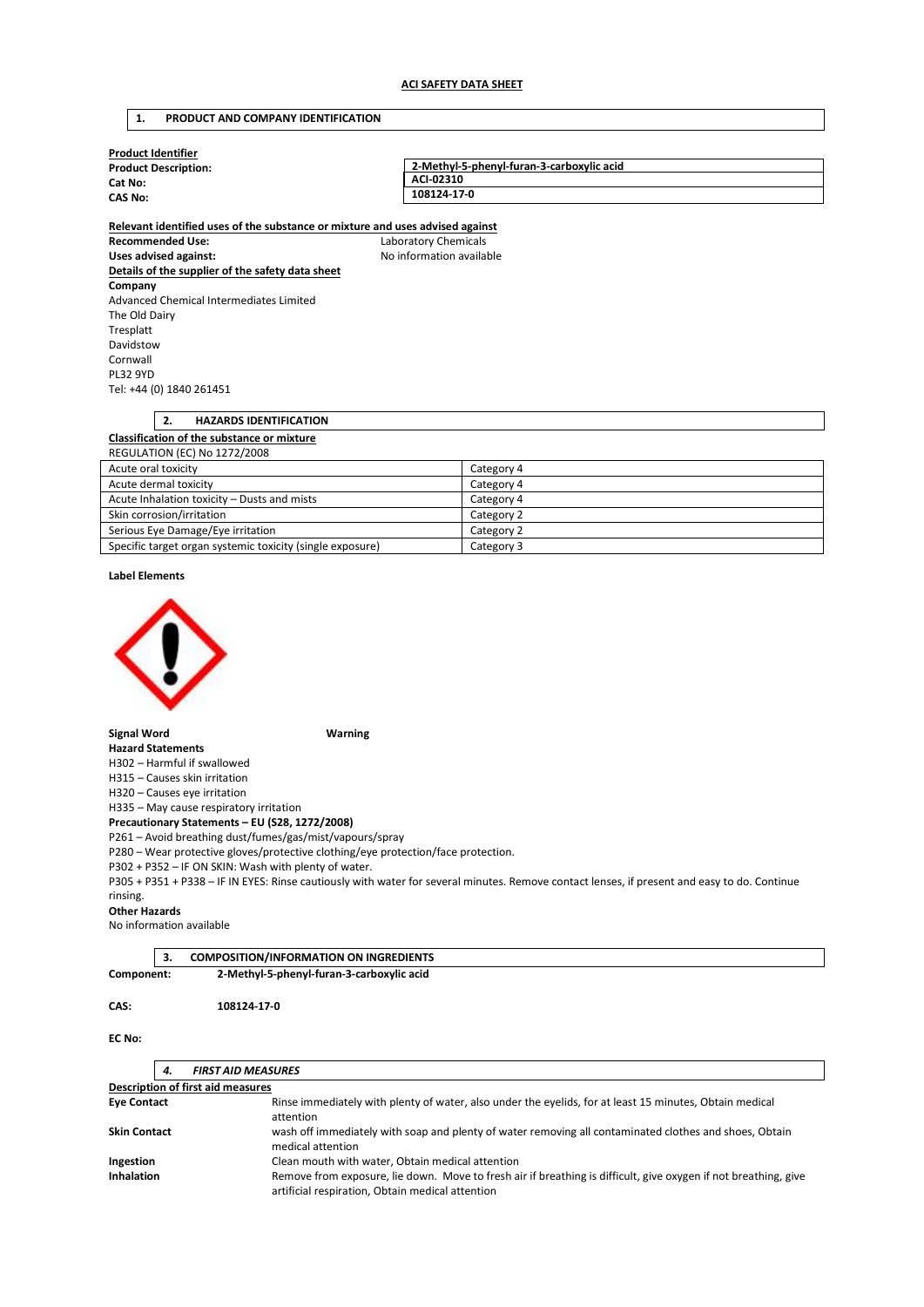**ACI SAFETY DATA SHEET**

## 1. PRODUCT AND COMPANY IDENTIFICATION

**Product Identifier**

| | |
|---|---|
| **Product Description:** | **2-Methyl-5-phenyl-furan-3-carboxylic acid** |
| **Cat No:** | **ACI-02310** |
| **CAS No:** | **108124-17-0** |

**Relevant identified uses of the substance or mixture and uses advised against**

**Recommended Use:** Laboratory Chemicals

**Uses advised against:** No information available

**Details of the supplier of the safety data sheet**

**Company**

Advanced Chemical Intermediates Limited
The Old Dairy
Tresplatt
Davidstow
Cornwall
PL32 9YD
Tel: +44 (0) 1840 261451

## 2. HAZARDS IDENTIFICATION

**Classification of the substance or mixture**

REGULATION (EC) No 1272/2008

| | |
|---|---|
| Acute oral toxicity | Category 4 |
| Acute dermal toxicity | Category 4 |
| Acute Inhalation toxicity – Dusts and mists | Category 4 |
| Skin corrosion/irritation | Category 2 |
| Serious Eye Damage/Eye irritation | Category 2 |
| Specific target organ systemic toxicity (single exposure) | Category 3 |

**Label Elements**

**Signal Word** **Warning**

**Hazard Statements**

H302 – Harmful if swallowed
H315 – Causes skin irritation
H320 – Causes eye irritation
H335 – May cause respiratory irritation

**Precautionary Statements – EU (S28, 1272/2008)**

P261 – Avoid breathing dust/fumes/gas/mist/vapours/spray
P280 – Wear protective gloves/protective clothing/eye protection/face protection.
P302 + P352 – IF ON SKIN: Wash with plenty of water.
P305 + P351 + P338 – IF IN EYES: Rinse cautiously with water for several minutes. Remove contact lenses, if present and easy to do. Continue rinsing.

**Other Hazards**

No information available

## 3. COMPOSITION/INFORMATION ON INGREDIENTS

**Component:** **2-Methyl-5-phenyl-furan-3-carboxylic acid**

**CAS:** **108124-17-0**

**EC No:**

## 4. *FIRST AID MEASURES*

**Description of first aid measures**

| | |
|---|---|
| **Eye Contact** | Rinse immediately with plenty of water, also under the eyelids, for at least 15 minutes, Obtain medical attention |
| **Skin Contact** | wash off immediately with soap and plenty of water removing all contaminated clothes and shoes, Obtain medical attention |
| **Ingestion** | Clean mouth with water, Obtain medical attention |
| **Inhalation** | Remove from exposure, lie down. Move to fresh air if breathing is difficult, give oxygen if not breathing, give artificial respiration, Obtain medical attention |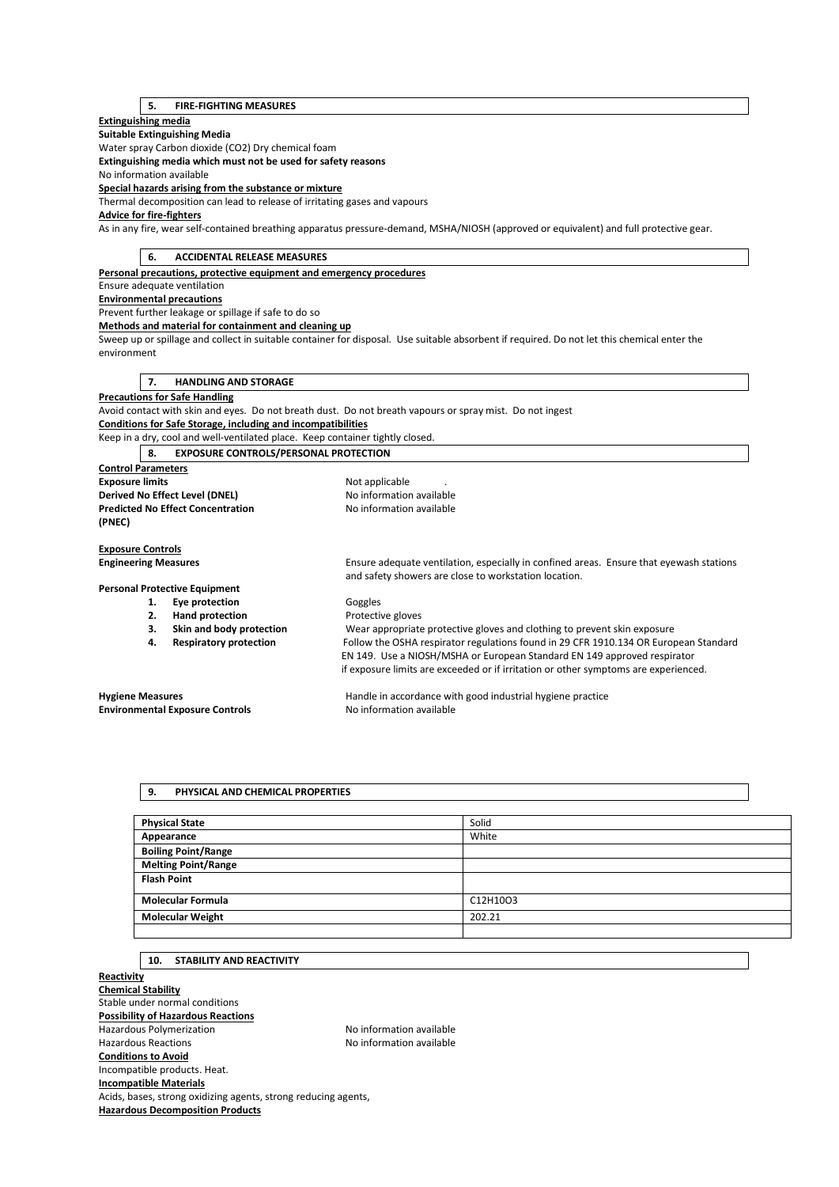## 5. FIRE-FIGHTING MEASURES

**Extinguishing media**

**Suitable Extinguishing Media**

Water spray Carbon dioxide ($CO_2$) Dry chemical foam

**Extinguishing media which must not be used for safety reasons**

No information available

**Special hazards arising from the substance or mixture**

Thermal decomposition can lead to release of irritating gases and vapours

**Advice for fire-fighters**

As in any fire, wear self-contained breathing apparatus pressure-demand, MSHA/NIOSH (approved or equivalent) and full protective gear.

## 6. ACCIDENTAL RELEASE MEASURES

**Personal precautions, protective equipment and emergency procedures**

Ensure adequate ventilation

**Environmental precautions**

Prevent further leakage or spillage if safe to do so

**Methods and material for containment and cleaning up**

Sweep up or spillage and collect in suitable container for disposal. Use suitable absorbent if required. Do not let this chemical enter the environment

## 7. HANDLING AND STORAGE

**Precautions for Safe Handling**

Avoid contact with skin and eyes. Do not breath dust. Do not breath vapours or spray mist. Do not ingest

**Conditions for Safe Storage, including and incompatibilities**

Keep in a dry, cool and well-ventilated place. Keep container tightly closed.

## 8. EXPOSURE CONTROLS/PERSONAL PROTECTION

**Control Parameters**

**Exposure limits** Not applicable .

**Derived No Effect Level (DNEL)** No information available

**Predicted No Effect Concentration (PNEC)** No information available

**Exposure Controls**

**Engineering Measures** Ensure adequate ventilation, especially in confined areas. Ensure that eyewash stations and safety showers are close to workstation location.

**Personal Protective Equipment**

1. **Eye protection** Goggles
2. **Hand protection** Protective gloves
3. **Skin and body protection** Wear appropriate protective gloves and clothing to prevent skin exposure
4. **Respiratory protection** Follow the OSHA respirator regulations found in 29 CFR 1910.134 OR European Standard EN 149. Use a NIOSH/MSHA or European Standard EN 149 approved respirator if exposure limits are exceeded or if irritation or other symptoms are experienced.

**Hygiene Measures** Handle in accordance with good industrial hygiene practice

**Environmental Exposure Controls** No information available

## 9. PHYSICAL AND CHEMICAL PROPERTIES

| | |
|---|---|
| **Physical State** | Solid |
| **Appearance** | White |
| **Boiling Point/Range** | |
| **Melting Point/Range** | |
| **Flash Point** | |
| **Molecular Formula** | $C_{12}H_{10}O_3$ |
| **Molecular Weight** | 202.21 |
| | |

## 10. STABILITY AND REACTIVITY

**Reactivity**

**Chemical Stability**

Stable under normal conditions

**Possibility of Hazardous Reactions**

Hazardous Polymerization No information available

Hazardous Reactions No information available

**Conditions to Avoid**

Incompatible products. Heat.

**Incompatible Materials**

Acids, bases, strong oxidizing agents, strong reducing agents,

**Hazardous Decomposition Products**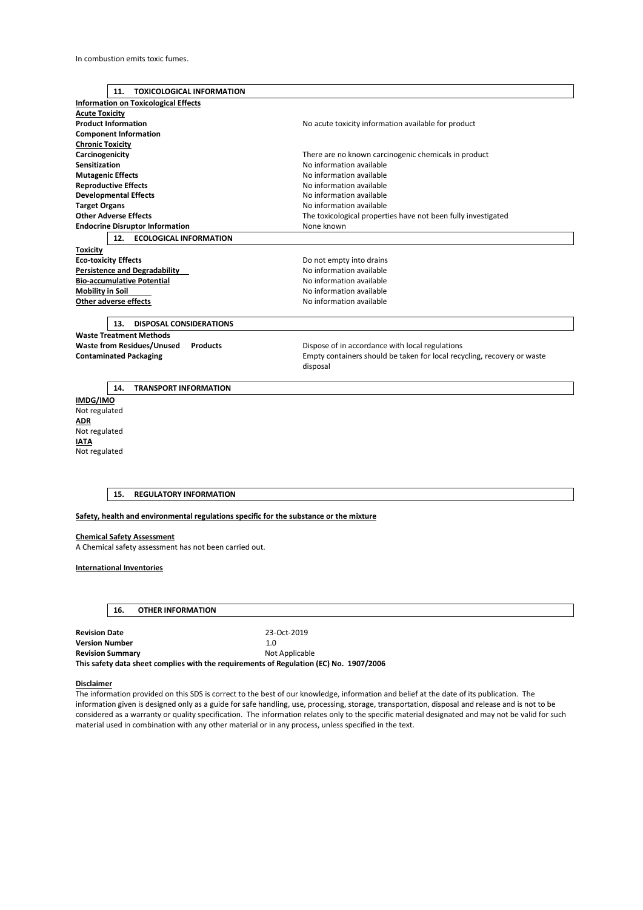In combustion emits toxic fumes.

## 11. TOXICOLOGICAL INFORMATION

| | |
|---|---|
| **Information on Toxicological Effects** | |
| **Acute Toxicity** | |
| **Product Information** | No acute toxicity information available for product |
| **Component Information** | |
| **Chronic Toxicity** | |
| **Carcinogenicity** | There are no known carcinogenic chemicals in product |
| **Sensitization** | No information available |
| **Mutagenic Effects** | No information available |
| **Reproductive Effects** | No information available |
| **Developmental Effects** | No information available |
| **Target Organs** | No information available |
| **Other Adverse Effects** | The toxicological properties have not been fully investigated |
| **Endocrine Disruptor Information** | None known |

## 12. ECOLOGICAL INFORMATION

| | |
|---|---|
| **Toxicity** | |
| **Eco-toxicity Effects** | Do not empty into drains |
| **Persistence and Degradability** | No information available |
| **Bio-accumulative Potential** | No information available |
| **Mobility in Soil** | No information available |
| **Other adverse effects** | No information available |

## 13. DISPOSAL CONSIDERATIONS

| | |
|---|---|
| **Waste Treatment Methods** | |
| **Waste from Residues/Unused Products** | Dispose of in accordance with local regulations |
| **Contaminated Packaging** | Empty containers should be taken for local recycling, recovery or waste disposal |

## 14. TRANSPORT INFORMATION

**IMDG/IMO**
Not regulated

**ADR**
Not regulated

**IATA**
Not regulated

## 15. REGULATORY INFORMATION

**Safety, health and environmental regulations specific for the substance or the mixture**

**Chemical Safety Assessment**
A Chemical safety assessment has not been carried out.

**International Inventories**

## 16. OTHER INFORMATION

| | |
|---|---|
| **Revision Date** | 23-Oct-2019 |
| **Version Number** | 1.0 |
| **Revision Summary** | Not Applicable |

**This safety data sheet complies with the requirements of Regulation (EC) No. 1907/2006**

**Disclaimer**

The information provided on this SDS is correct to the best of our knowledge, information and belief at the date of its publication. The information given is designed only as a guide for safe handling, use, processing, storage, transportation, disposal and release and is not to be considered as a warranty or quality specification. The information relates only to the specific material designated and may not be valid for such material used in combination with any other material or in any process, unless specified in the text.